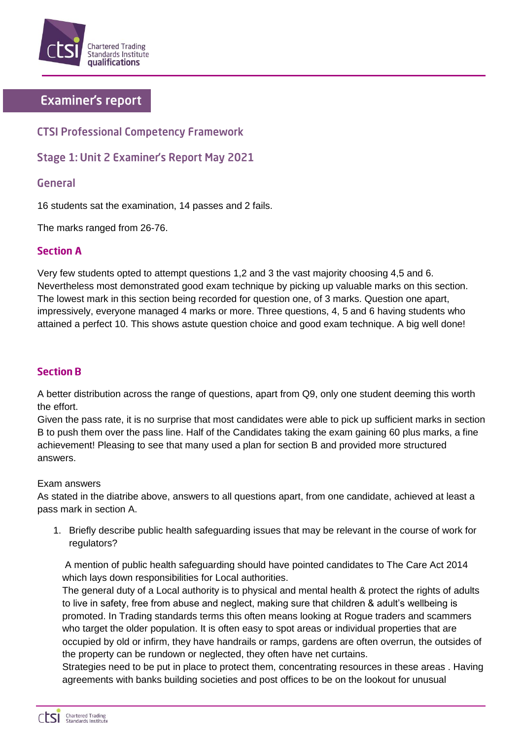# Examiner's report

## CTSI Professional Competency Framework

## Stage 1: Unit 2 Examiner's Report May 2021

## General

16 students sat the examination, 14 passes and 2 fails.

The marks ranged from 26-76.

### Section A

Very few students opted to attempt questions 1,2 and 3 the vast majority choosing 4,5 and 6. Nevertheless most demonstrated good exam technique by picking up valuable marks on this section. The lowest mark in this section being recorded for question one, of 3 marks. Question one apart, impressively, everyone managed 4 marks or more. Three questions, 4, 5 and 6 having students who attained a perfect 10. This shows astute question choice and good exam technique. A big well done!

### Section B

A better distribution across the range of questions, apart from Q9, only one student deeming this worth the effort.

Given the pass rate, it is no surprise that most candidates were able to pick up sufficient marks in section B to push them over the pass line. Half of the Candidates taking the exam gaining 60 plus marks, a fine achievement! Pleasing to see that many used a plan for section B and provided more structured answers.

Exam answers

As stated in the diatribe above, answers to all questions apart, from one candidate, achieved at least a pass mark in section A.

1. Briefly describe public health safeguarding issues that may be relevant in the course of work for regulators?

   A mention of public health safeguarding should have pointed candidates to The Care Act 2014 which lays down responsibilities for Local authorities.

   The general duty of a Local authority is to physical and mental health & protect the rights of adults to live in safety, free from abuse and neglect, making sure that children & adult's wellbeing is promoted. In Trading standards terms this often means looking at Rogue traders and scammers who target the older population. It is often easy to spot areas or individual properties that are occupied by old or infirm, they have handrails or ramps, gardens are often overrun, the outsides of the property can be rundown or neglected, they often have net curtains.

   Strategies need to be put in place to protect them, concentrating resources in these areas . Having agreements with banks building societies and post offices to be on the lookout for unusual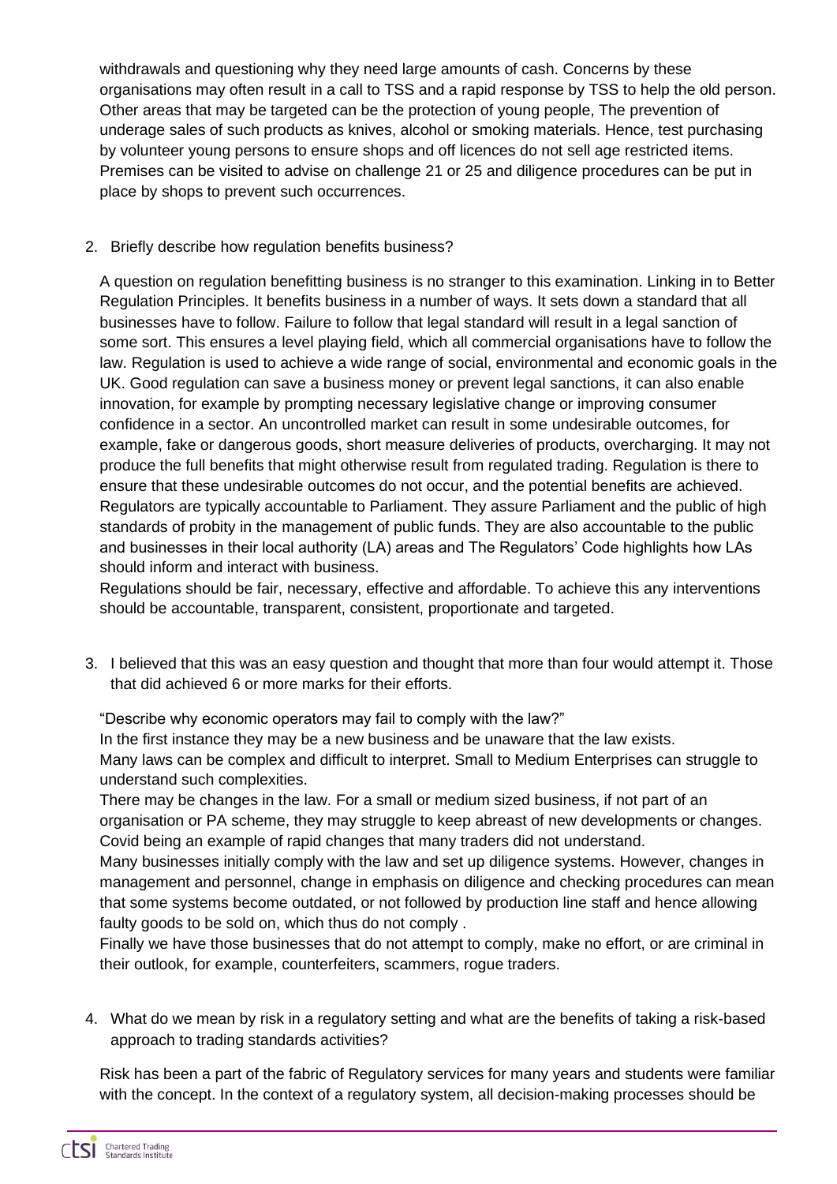withdrawals and questioning why they need large amounts of cash. Concerns by these organisations may often result in a call to TSS and a rapid response by TSS to help the old person. Other areas that may be targeted can be the protection of young people, The prevention of underage sales of such products as knives, alcohol or smoking materials. Hence, test purchasing by volunteer young persons to ensure shops and off licences do not sell age restricted items. Premises can be visited to advise on challenge 21 or 25 and diligence procedures can be put in place by shops to prevent such occurrences.

2. Briefly describe how regulation benefits business?

   A question on regulation benefitting business is no stranger to this examination. Linking in to Better Regulation Principles. It benefits business in a number of ways. It sets down a standard that all businesses have to follow. Failure to follow that legal standard will result in a legal sanction of some sort. This ensures a level playing field, which all commercial organisations have to follow the law. Regulation is used to achieve a wide range of social, environmental and economic goals in the UK. Good regulation can save a business money or prevent legal sanctions, it can also enable innovation, for example by prompting necessary legislative change or improving consumer confidence in a sector. An uncontrolled market can result in some undesirable outcomes, for example, fake or dangerous goods, short measure deliveries of products, overcharging. It may not produce the full benefits that might otherwise result from regulated trading. Regulation is there to ensure that these undesirable outcomes do not occur, and the potential benefits are achieved. Regulators are typically accountable to Parliament. They assure Parliament and the public of high standards of probity in the management of public funds. They are also accountable to the public and businesses in their local authority (LA) areas and The Regulators' Code highlights how LAs should inform and interact with business.

   Regulations should be fair, necessary, effective and affordable. To achieve this any interventions should be accountable, transparent, consistent, proportionate and targeted.

3. I believed that this was an easy question and thought that more than four would attempt it. Those that did achieved 6 or more marks for their efforts.

   "Describe why economic operators may fail to comply with the law?"

   In the first instance they may be a new business and be unaware that the law exists.

   Many laws can be complex and difficult to interpret. Small to Medium Enterprises can struggle to understand such complexities.

   There may be changes in the law. For a small or medium sized business, if not part of an organisation or PA scheme, they may struggle to keep abreast of new developments or changes. Covid being an example of rapid changes that many traders did not understand.

   Many businesses initially comply with the law and set up diligence systems. However, changes in management and personnel, change in emphasis on diligence and checking procedures can mean that some systems become outdated, or not followed by production line staff and hence allowing faulty goods to be sold on, which thus do not comply .

   Finally we have those businesses that do not attempt to comply, make no effort, or are criminal in their outlook, for example, counterfeiters, scammers, rogue traders.

4. What do we mean by risk in a regulatory setting and what are the benefits of taking a risk-based approach to trading standards activities?

   Risk has been a part of the fabric of Regulatory services for many years and students were familiar with the concept. In the context of a regulatory system, all decision-making processes should be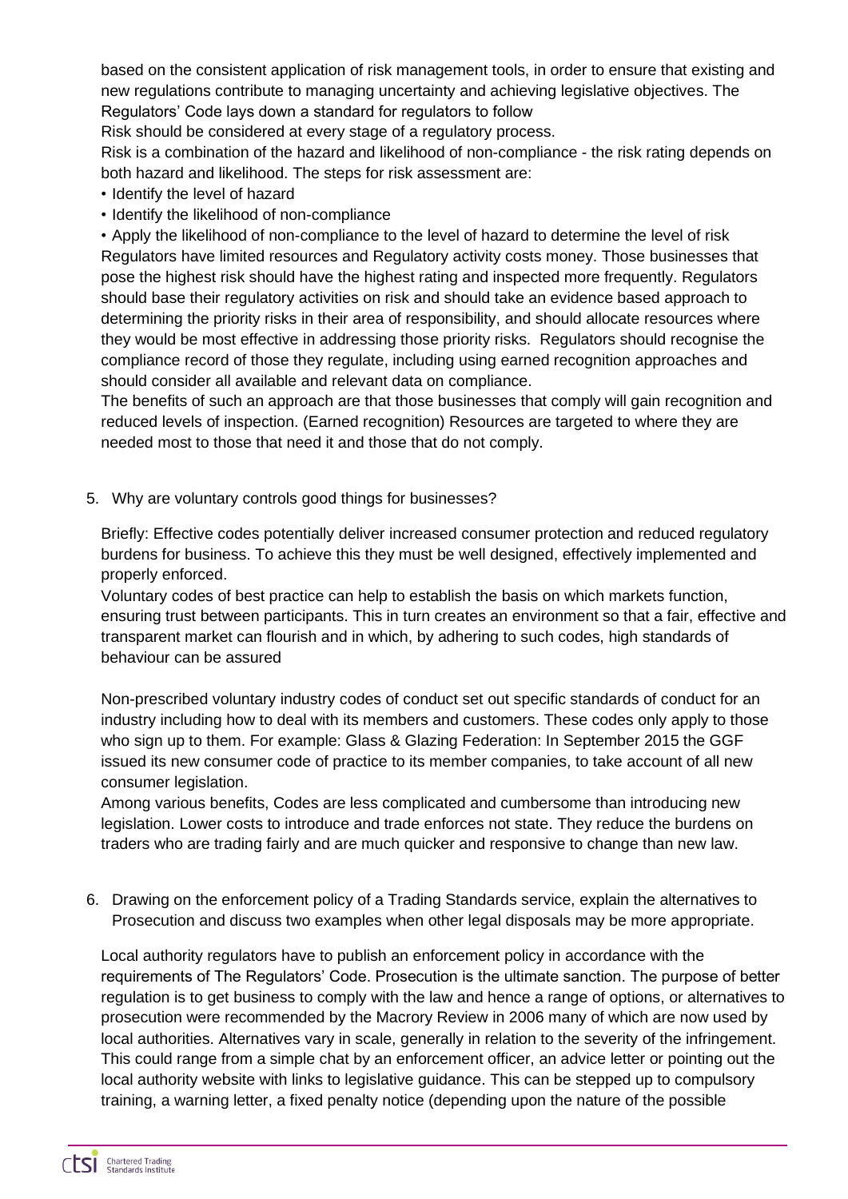based on the consistent application of risk management tools, in order to ensure that existing and new regulations contribute to managing uncertainty and achieving legislative objectives. The Regulators' Code lays down a standard for regulators to follow

Risk should be considered at every stage of a regulatory process.

Risk is a combination of the hazard and likelihood of non-compliance - the risk rating depends on both hazard and likelihood. The steps for risk assessment are:

- Identify the level of hazard
- Identify the likelihood of non-compliance
- Apply the likelihood of non-compliance to the level of hazard to determine the level of risk

Regulators have limited resources and Regulatory activity costs money. Those businesses that pose the highest risk should have the highest rating and inspected more frequently. Regulators should base their regulatory activities on risk and should take an evidence based approach to determining the priority risks in their area of responsibility, and should allocate resources where they would be most effective in addressing those priority risks. Regulators should recognise the compliance record of those they regulate, including using earned recognition approaches and should consider all available and relevant data on compliance.

The benefits of such an approach are that those businesses that comply will gain recognition and reduced levels of inspection. (Earned recognition) Resources are targeted to where they are needed most to those that need it and those that do not comply.

5. Why are voluntary controls good things for businesses?

Briefly: Effective codes potentially deliver increased consumer protection and reduced regulatory burdens for business. To achieve this they must be well designed, effectively implemented and properly enforced.

Voluntary codes of best practice can help to establish the basis on which markets function, ensuring trust between participants. This in turn creates an environment so that a fair, effective and transparent market can flourish and in which, by adhering to such codes, high standards of behaviour can be assured

Non-prescribed voluntary industry codes of conduct set out specific standards of conduct for an industry including how to deal with its members and customers. These codes only apply to those who sign up to them. For example: Glass & Glazing Federation: In September 2015 the GGF issued its new consumer code of practice to its member companies, to take account of all new consumer legislation.

Among various benefits, Codes are less complicated and cumbersome than introducing new legislation. Lower costs to introduce and trade enforces not state. They reduce the burdens on traders who are trading fairly and are much quicker and responsive to change than new law.

6. Drawing on the enforcement policy of a Trading Standards service, explain the alternatives to Prosecution and discuss two examples when other legal disposals may be more appropriate.

Local authority regulators have to publish an enforcement policy in accordance with the requirements of The Regulators' Code. Prosecution is the ultimate sanction. The purpose of better regulation is to get business to comply with the law and hence a range of options, or alternatives to prosecution were recommended by the Macrory Review in 2006 many of which are now used by local authorities. Alternatives vary in scale, generally in relation to the severity of the infringement. This could range from a simple chat by an enforcement officer, an advice letter or pointing out the local authority website with links to legislative guidance. This can be stepped up to compulsory training, a warning letter, a fixed penalty notice (depending upon the nature of the possible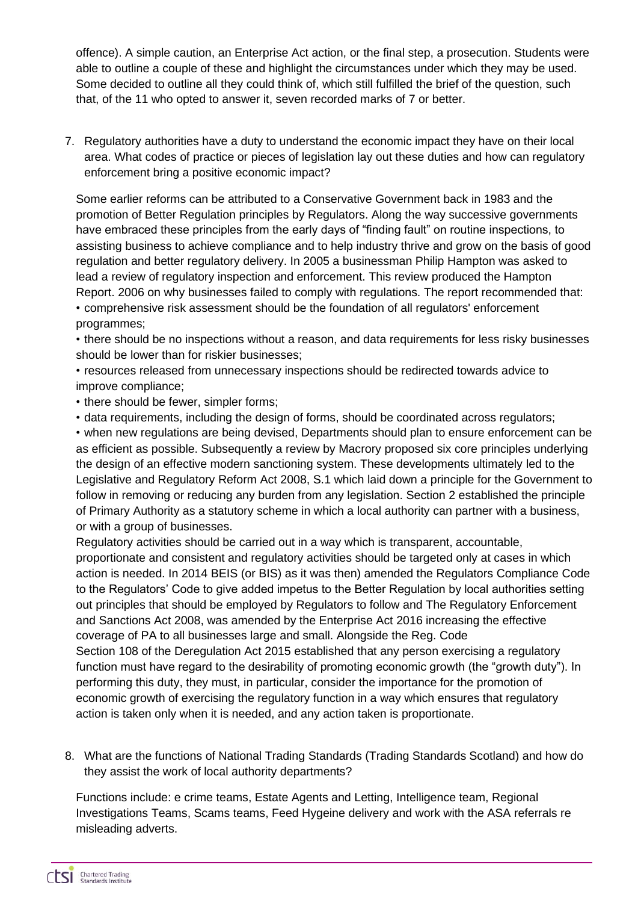offence). A simple caution, an Enterprise Act action, or the final step, a prosecution. Students were able to outline a couple of these and highlight the circumstances under which they may be used. Some decided to outline all they could think of, which still fulfilled the brief of the question, such that, of the 11 who opted to answer it, seven recorded marks of 7 or better.

7. Regulatory authorities have a duty to understand the economic impact they have on their local area. What codes of practice or pieces of legislation lay out these duties and how can regulatory enforcement bring a positive economic impact?

Some earlier reforms can be attributed to a Conservative Government back in 1983 and the promotion of Better Regulation principles by Regulators. Along the way successive governments have embraced these principles from the early days of "finding fault" on routine inspections, to assisting business to achieve compliance and to help industry thrive and grow on the basis of good regulation and better regulatory delivery. In 2005 a businessman Philip Hampton was asked to lead a review of regulatory inspection and enforcement. This review produced the Hampton Report. 2006 on why businesses failed to comply with regulations. The report recommended that:

- comprehensive risk assessment should be the foundation of all regulators' enforcement programmes;
- there should be no inspections without a reason, and data requirements for less risky businesses should be lower than for riskier businesses;
- resources released from unnecessary inspections should be redirected towards advice to improve compliance;
- there should be fewer, simpler forms;
- data requirements, including the design of forms, should be coordinated across regulators;
- when new regulations are being devised, Departments should plan to ensure enforcement can be as efficient as possible. Subsequently a review by Macrory proposed six core principles underlying the design of an effective modern sanctioning system. These developments ultimately led to the Legislative and Regulatory Reform Act 2008, S.1 which laid down a principle for the Government to follow in removing or reducing any burden from any legislation. Section 2 established the principle of Primary Authority as a statutory scheme in which a local authority can partner with a business, or with a group of businesses.

Regulatory activities should be carried out in a way which is transparent, accountable, proportionate and consistent and regulatory activities should be targeted only at cases in which action is needed. In 2014 BEIS (or BIS) as it was then) amended the Regulators Compliance Code to the Regulators' Code to give added impetus to the Better Regulation by local authorities setting out principles that should be employed by Regulators to follow and The Regulatory Enforcement and Sanctions Act 2008, was amended by the Enterprise Act 2016 increasing the effective coverage of PA to all businesses large and small. Alongside the Reg. Code
Section 108 of the Deregulation Act 2015 established that any person exercising a regulatory function must have regard to the desirability of promoting economic growth (the "growth duty"). In performing this duty, they must, in particular, consider the importance for the promotion of economic growth of exercising the regulatory function in a way which ensures that regulatory action is taken only when it is needed, and any action taken is proportionate.

8. What are the functions of National Trading Standards (Trading Standards Scotland) and how do they assist the work of local authority departments?

Functions include: e crime teams, Estate Agents and Letting, Intelligence team, Regional Investigations Teams, Scams teams, Feed Hygeine delivery and work with the ASA referrals re misleading adverts.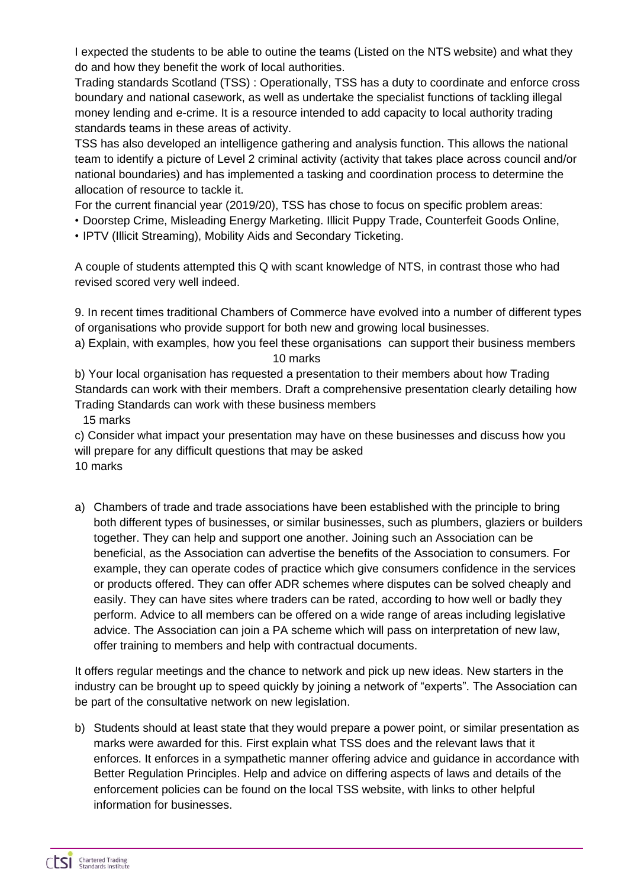I expected the students to be able to outine the teams (Listed on the NTS website) and what they do and how they benefit the work of local authorities.

Trading standards Scotland (TSS) : Operationally, TSS has a duty to coordinate and enforce cross boundary and national casework, as well as undertake the specialist functions of tackling illegal money lending and e-crime. It is a resource intended to add capacity to local authority trading standards teams in these areas of activity.

TSS has also developed an intelligence gathering and analysis function. This allows the national team to identify a picture of Level 2 criminal activity (activity that takes place across council and/or national boundaries) and has implemented a tasking and coordination process to determine the allocation of resource to tackle it.

For the current financial year (2019/20), TSS has chose to focus on specific problem areas:

- Doorstep Crime, Misleading Energy Marketing. Illicit Puppy Trade, Counterfeit Goods Online,
- IPTV (Illicit Streaming), Mobility Aids and Secondary Ticketing.

A couple of students attempted this Q with scant knowledge of NTS, in contrast those who had revised scored very well indeed.

9. In recent times traditional Chambers of Commerce have evolved into a number of different types of organisations who provide support for both new and growing local businesses.

a) Explain, with examples, how you feel these organisations can support their business members
10 marks

b) Your local organisation has requested a presentation to their members about how Trading Standards can work with their members. Draft a comprehensive presentation clearly detailing how Trading Standards can work with these business members
15 marks

c) Consider what impact your presentation may have on these businesses and discuss how you will prepare for any difficult questions that may be asked
10 marks

a) Chambers of trade and trade associations have been established with the principle to bring both different types of businesses, or similar businesses, such as plumbers, glaziers or builders together. They can help and support one another. Joining such an Association can be beneficial, as the Association can advertise the benefits of the Association to consumers. For example, they can operate codes of practice which give consumers confidence in the services or products offered. They can offer ADR schemes where disputes can be solved cheaply and easily. They can have sites where traders can be rated, according to how well or badly they perform. Advice to all members can be offered on a wide range of areas including legislative advice. The Association can join a PA scheme which will pass on interpretation of new law, offer training to members and help with contractual documents.

It offers regular meetings and the chance to network and pick up new ideas. New starters in the industry can be brought up to speed quickly by joining a network of "experts". The Association can be part of the consultative network on new legislation.

b) Students should at least state that they would prepare a power point, or similar presentation as marks were awarded for this. First explain what TSS does and the relevant laws that it enforces. It enforces in a sympathetic manner offering advice and guidance in accordance with Better Regulation Principles. Help and advice on differing aspects of laws and details of the enforcement policies can be found on the local TSS website, with links to other helpful information for businesses.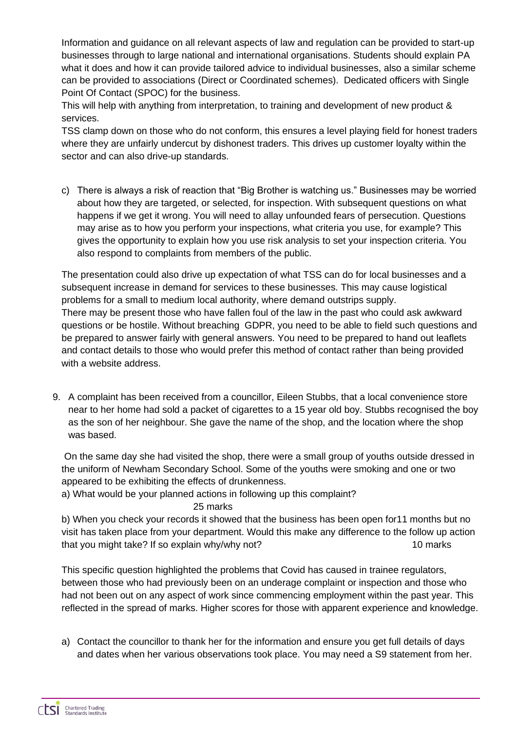Information and guidance on all relevant aspects of law and regulation can be provided to start-up businesses through to large national and international organisations. Students should explain PA what it does and how it can provide tailored advice to individual businesses, also a similar scheme can be provided to associations (Direct or Coordinated schemes). Dedicated officers with Single Point Of Contact (SPOC) for the business.

This will help with anything from interpretation, to training and development of new product & services.

TSS clamp down on those who do not conform, this ensures a level playing field for honest traders where they are unfairly undercut by dishonest traders. This drives up customer loyalty within the sector and can also drive-up standards.

c) There is always a risk of reaction that "Big Brother is watching us." Businesses may be worried about how they are targeted, or selected, for inspection. With subsequent questions on what happens if we get it wrong. You will need to allay unfounded fears of persecution. Questions may arise as to how you perform your inspections, what criteria you use, for example? This gives the opportunity to explain how you use risk analysis to set your inspection criteria. You also respond to complaints from members of the public.

The presentation could also drive up expectation of what TSS can do for local businesses and a subsequent increase in demand for services to these businesses. This may cause logistical problems for a small to medium local authority, where demand outstrips supply.

There may be present those who have fallen foul of the law in the past who could ask awkward questions or be hostile. Without breaching GDPR, you need to be able to field such questions and be prepared to answer fairly with general answers. You need to be prepared to hand out leaflets and contact details to those who would prefer this method of contact rather than being provided with a website address.

9. A complaint has been received from a councillor, Eileen Stubbs, that a local convenience store near to her home had sold a packet of cigarettes to a 15 year old boy. Stubbs recognised the boy as the son of her neighbour. She gave the name of the shop, and the location where the shop was based.

   On the same day she had visited the shop, there were a small group of youths outside dressed in the uniform of Newham Secondary School. Some of the youths were smoking and one or two appeared to be exhibiting the effects of drunkenness.

   a) What would be your planned actions in following up this complaint?
   25 marks

   b) When you check your records it showed that the business has been open for11 months but no visit has taken place from your department. Would this make any difference to the follow up action that you might take? If so explain why/why not? 10 marks

   This specific question highlighted the problems that Covid has caused in trainee regulators, between those who had previously been on an underage complaint or inspection and those who had not been out on any aspect of work since commencing employment within the past year. This reflected in the spread of marks. Higher scores for those with apparent experience and knowledge.

   a) Contact the councillor to thank her for the information and ensure you get full details of days and dates when her various observations took place. You may need a S9 statement from her.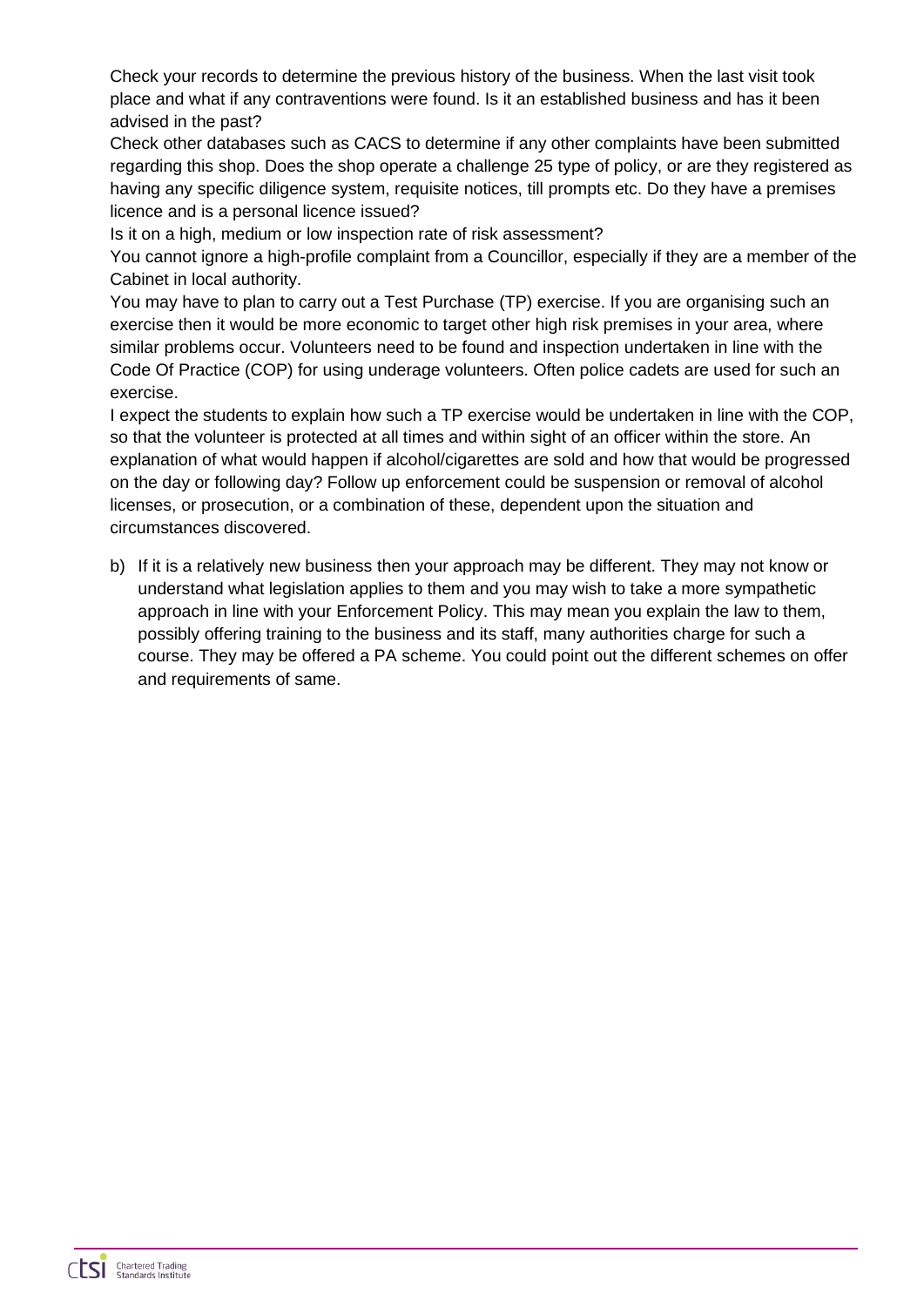Check your records to determine the previous history of the business. When the last visit took place and what if any contraventions were found. Is it an established business and has it been advised in the past?

Check other databases such as CACS to determine if any other complaints have been submitted regarding this shop. Does the shop operate a challenge 25 type of policy, or are they registered as having any specific diligence system, requisite notices, till prompts etc. Do they have a premises licence and is a personal licence issued?

Is it on a high, medium or low inspection rate of risk assessment?

You cannot ignore a high-profile complaint from a Councillor, especially if they are a member of the Cabinet in local authority.

You may have to plan to carry out a Test Purchase (TP) exercise. If you are organising such an exercise then it would be more economic to target other high risk premises in your area, where similar problems occur. Volunteers need to be found and inspection undertaken in line with the Code Of Practice (COP) for using underage volunteers. Often police cadets are used for such an exercise.

I expect the students to explain how such a TP exercise would be undertaken in line with the COP, so that the volunteer is protected at all times and within sight of an officer within the store. An explanation of what would happen if alcohol/cigarettes are sold and how that would be progressed on the day or following day? Follow up enforcement could be suspension or removal of alcohol licenses, or prosecution, or a combination of these, dependent upon the situation and circumstances discovered.

b) If it is a relatively new business then your approach may be different. They may not know or understand what legislation applies to them and you may wish to take a more sympathetic approach in line with your Enforcement Policy. This may mean you explain the law to them, possibly offering training to the business and its staff, many authorities charge for such a course. They may be offered a PA scheme. You could point out the different schemes on offer and requirements of same.